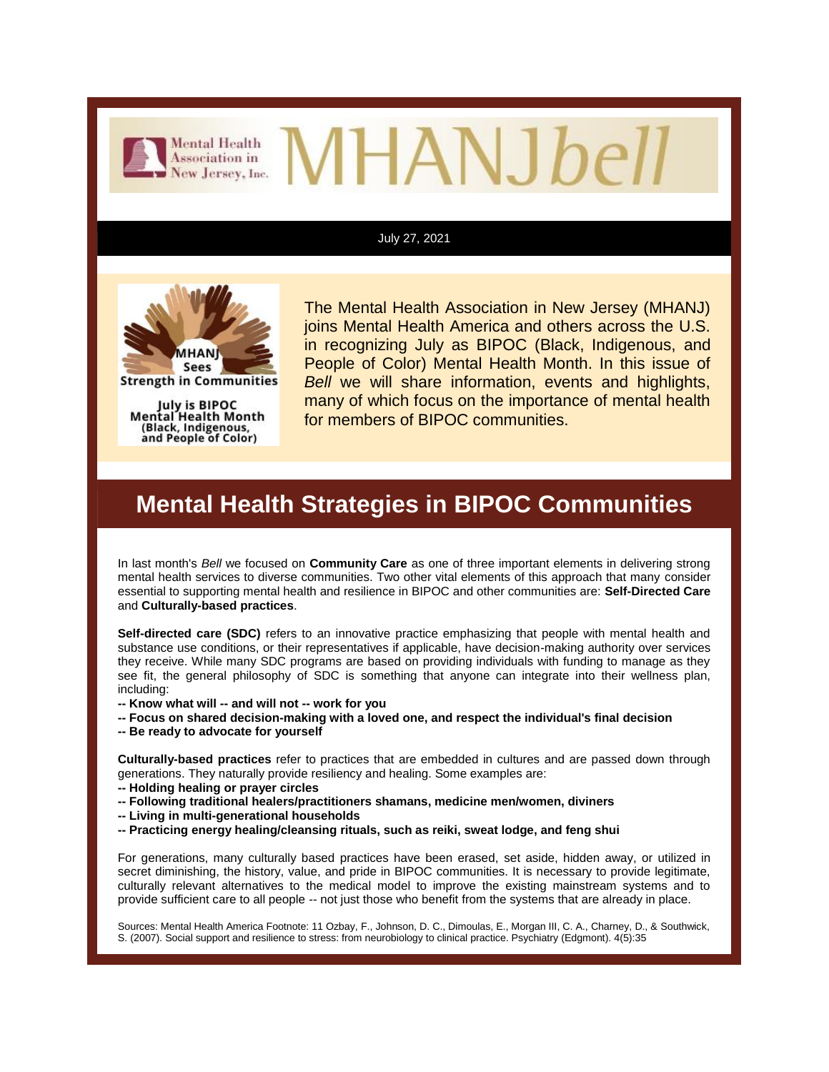# MHANJ*bell*

Mental Health Association in New Jersey, Inc.

July 27, 2021

MHANJ Sees Strength in Communities

July is BIPOC Mental Health Month (Black, Indigenous, and People of Color)

The Mental Health Association in New Jersey (MHANJ) joins Mental Health America and others across the U.S. in recognizing July as BIPOC (Black, Indigenous, and People of Color) Mental Health Month. In this issue of *Bell* we will share information, events and highlights, many of which focus on the importance of mental health for members of BIPOC communities.

## Mental Health Strategies in BIPOC Communities

In last month's *Bell* we focused on **Community Care** as one of three important elements in delivering strong mental health services to diverse communities. Two other vital elements of this approach that many consider essential to supporting mental health and resilience in BIPOC and other communities are: **Self-Directed Care** and **Culturally-based practices**.

**Self-directed care (SDC)** refers to an innovative practice emphasizing that people with mental health and substance use conditions, or their representatives if applicable, have decision-making authority over services they receive. While many SDC programs are based on providing individuals with funding to manage as they see fit, the general philosophy of SDC is something that anyone can integrate into their wellness plan, including:

**-- Know what will -- and will not -- work for you**
**-- Focus on shared decision-making with a loved one, and respect the individual's final decision**
**-- Be ready to advocate for yourself**

**Culturally-based practices** refer to practices that are embedded in cultures and are passed down through generations. They naturally provide resiliency and healing. Some examples are:

**-- Holding healing or prayer circles**
**-- Following traditional healers/practitioners shamans, medicine men/women, diviners**
**-- Living in multi-generational households**
**-- Practicing energy healing/cleansing rituals, such as reiki, sweat lodge, and feng shui**

For generations, many culturally based practices have been erased, set aside, hidden away, or utilized in secret diminishing, the history, value, and pride in BIPOC communities. It is necessary to provide legitimate, culturally relevant alternatives to the medical model to improve the existing mainstream systems and to provide sufficient care to all people -- not just those who benefit from the systems that are already in place.

Sources: Mental Health America Footnote: 11 Ozbay, F., Johnson, D. C., Dimoulas, E., Morgan III, C. A., Charney, D., & Southwick, S. (2007). Social support and resilience to stress: from neurobiology to clinical practice. Psychiatry (Edgmont). 4(5):35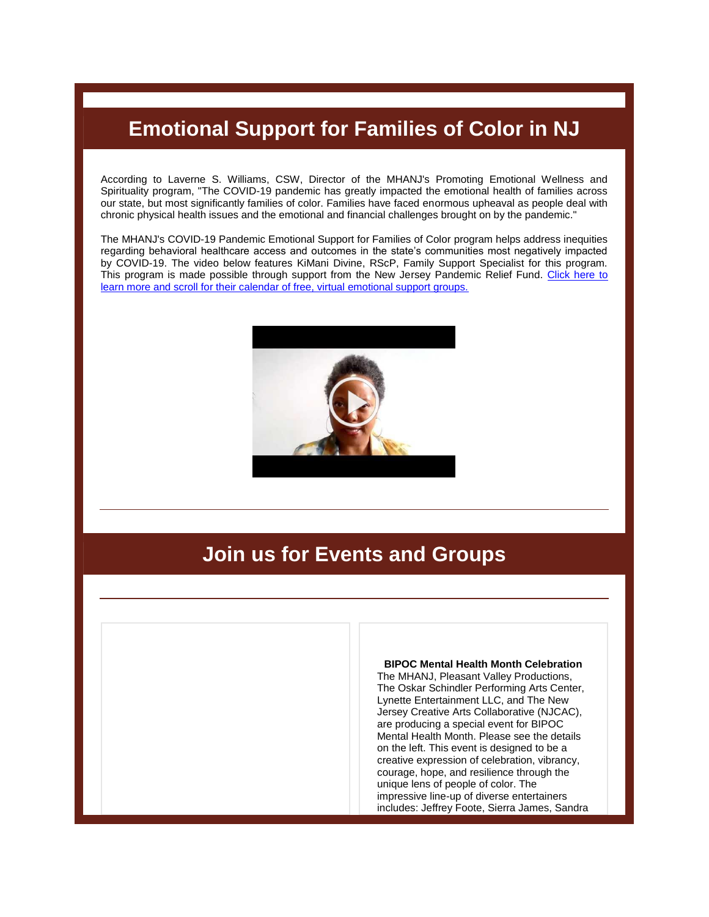## Emotional Support for Families of Color in NJ

According to Laverne S. Williams, CSW, Director of the MHANJ's Promoting Emotional Wellness and Spirituality program, "The COVID-19 pandemic has greatly impacted the emotional health of families across our state, but most significantly families of color. Families have faced enormous upheaval as people deal with chronic physical health issues and the emotional and financial challenges brought on by the pandemic."

The MHANJ's COVID-19 Pandemic Emotional Support for Families of Color program helps address inequities regarding behavioral healthcare access and outcomes in the state's communities most negatively impacted by COVID-19. The video below features KiMani Divine, RScP, Family Support Specialist for this program. This program is made possible through support from the New Jersey Pandemic Relief Fund. Click here to learn more and scroll for their calendar of free, virtual emotional support groups.

---

## Join us for Events and Groups

---

**BIPOC Mental Health Month Celebration**

The MHANJ, Pleasant Valley Productions, The Oskar Schindler Performing Arts Center, Lynette Entertainment LLC, and The New Jersey Creative Arts Collaborative (NJCAC), are producing a special event for BIPOC Mental Health Month. Please see the details on the left. This event is designed to be a creative expression of celebration, vibrancy, courage, hope, and resilience through the unique lens of people of color. The impressive line-up of diverse entertainers includes: Jeffrey Foote, Sierra James, Sandra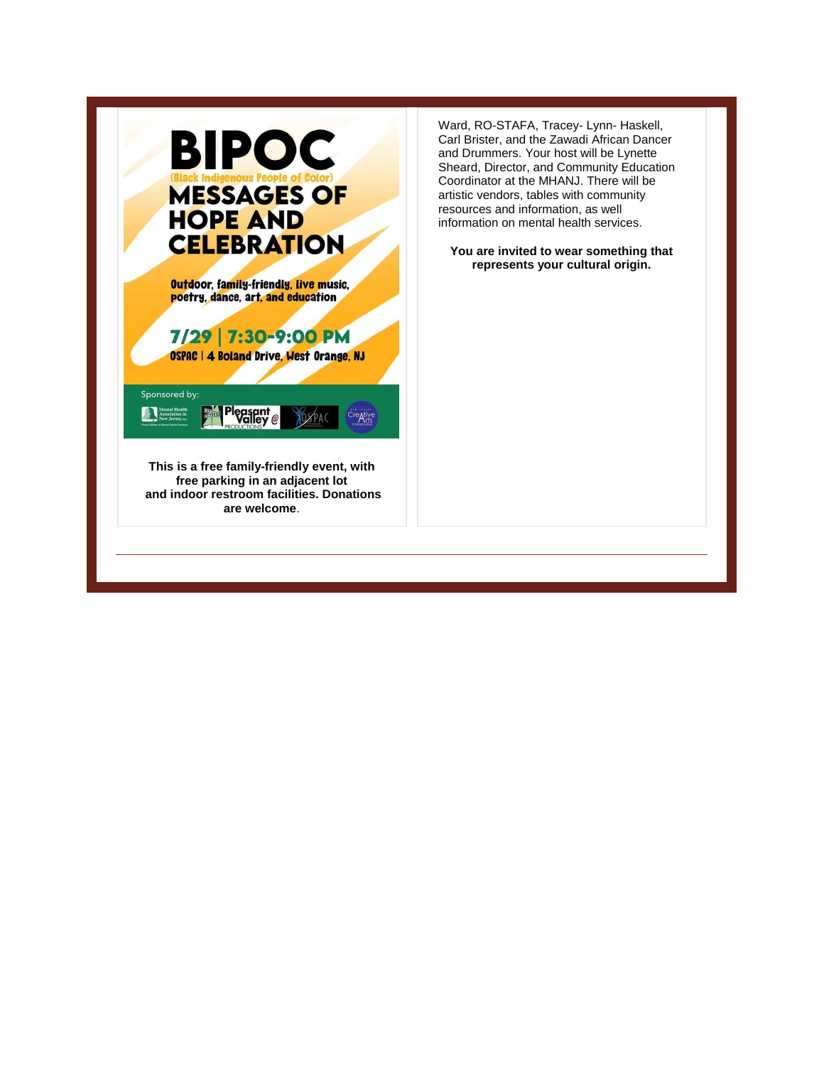# BIPOC

(Black Indigenous People of Color)

# MESSAGES OF HOPE AND CELEBRATION

Outdoor, family-friendly, live music, poetry, dance, art, and education

## 7/29 | 7:30-9:00 PM

OSPAC | 4 Boland Drive, West Orange, NJ

Sponsored by:

Mental Health Association in New Jersey, Inc. | Pleasant Valley @ Productions | OSPAC | Creative Arts

**This is a free family-friendly event, with free parking in an adjacent lot and indoor restroom facilities. Donations are welcome**.

Ward, RO-STAFA, Tracey- Lynn- Haskell, Carl Brister, and the Zawadi African Dancer and Drummers. Your host will be Lynette Sheard, Director, and Community Education Coordinator at the MHANJ. There will be artistic vendors, tables with community resources and information, as well information on mental health services.

**You are invited to wear something that represents your cultural origin.**

---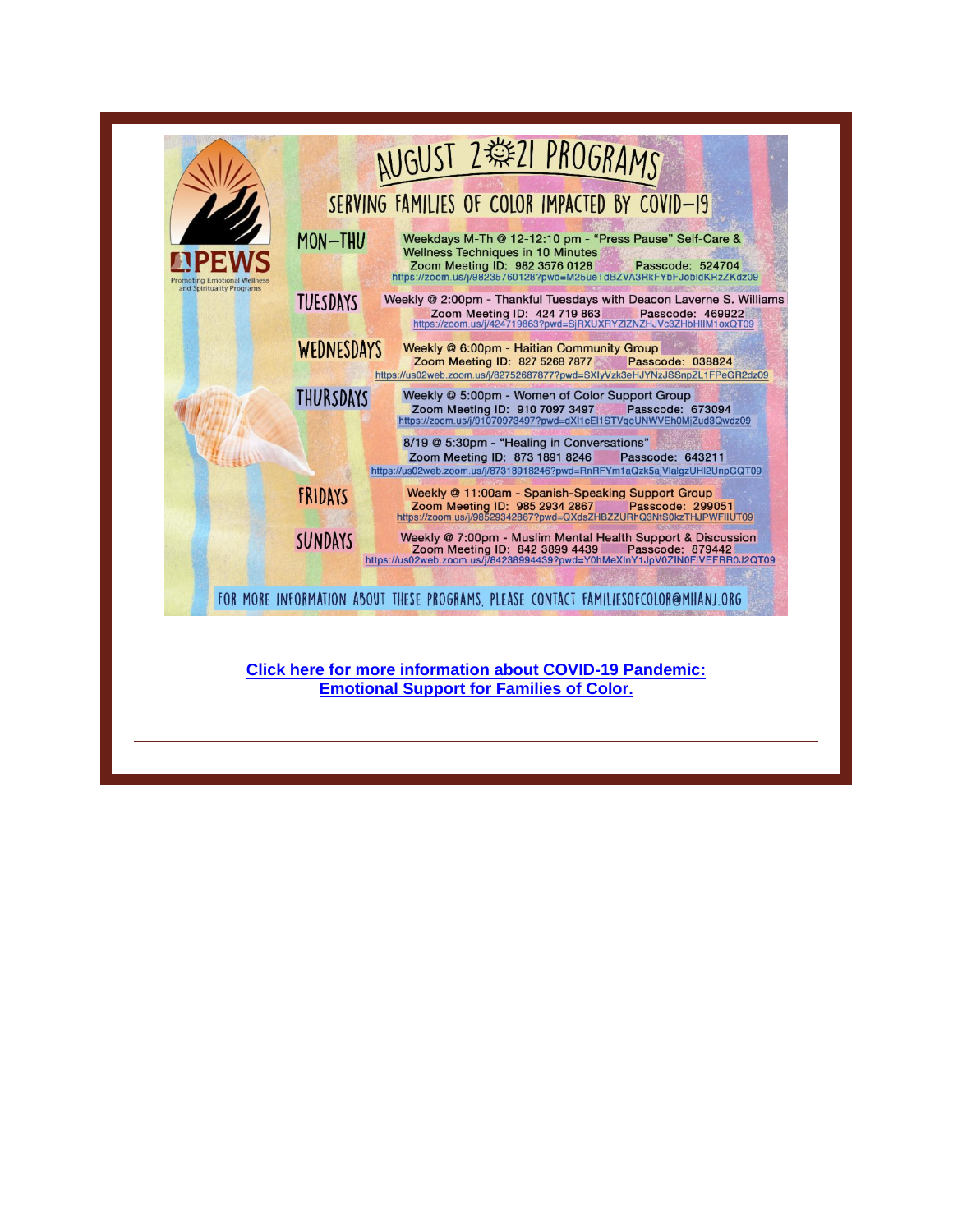# AUGUST 2021 PROGRAMS

## SERVING FAMILIES OF COLOR IMPACTED BY COVID-19

PEWS
Promoting Emotional Wellness and Spirituality Programs

**MON–THU**

Weekdays M-Th @ 12-12:10 pm - "Press Pause" Self-Care & Wellness Techniques in 10 Minutes
Zoom Meeting ID: 982 3576 0128 Passcode: 524704
https://zoom.us/j/98235760128?pwd=M25ueTdBZVA3RkFYbFJobldKRzZKdz09

**TUESDAYS**

Weekly @ 2:00pm - Thankful Tuesdays with Deacon Laverne S. Williams
Zoom Meeting ID: 424 719 863 Passcode: 469922
https://zoom.us/j/424719863?pwd=SjRXUXRYZlZNZHJVc3ZHbHllM1oxQT09

**WEDNESDAYS**

Weekly @ 6:00pm - Haitian Community Group
Zoom Meeting ID: 827 5268 7877 Passcode: 038824
https://us02web.zoom.us/j/82752687877?pwd=SXlyVzk3eHJYNzJSSnpZL1FPeGR2dz09

**THURSDAYS**

Weekly @ 5:00pm - Women of Color Support Group
Zoom Meeting ID: 910 7097 3497 Passcode: 673094
https://zoom.us/j/91070973497?pwd=dXl1cEl1STVqeUNWVEh0MjZud3Qwdz09

8/19 @ 5:30pm - "Healing in Conversations"
Zoom Meeting ID: 873 1891 8246 Passcode: 643211
https://us02web.zoom.us/j/87318918246?pwd=RnRFYm1aQzk5ajVlalgzUHl2UnpGQT09

**FRIDAYS**

Weekly @ 11:00am - Spanish-Speaking Support Group
Zoom Meeting ID: 985 2934 2867 Passcode: 299051
https://zoom.us/j/98529342867?pwd=QXdsZHBZZURhQ3NtS0kzTHJPWFllUT09

**SUNDAYS**

Weekly @ 7:00pm - Muslim Mental Health Support & Discussion
Zoom Meeting ID: 842 3899 4439 Passcode: 879442
https://us02web.zoom.us/j/84238994439?pwd=Y0hMeXlnY1JpV0ZIN0FIVEFRR0J2QT09

FOR MORE INFORMATION ABOUT THESE PROGRAMS, PLEASE CONTACT FAMILIESOFCOLOR@MHANJ.ORG

**Click here for more information about COVID-19 Pandemic: Emotional Support for Families of Color.**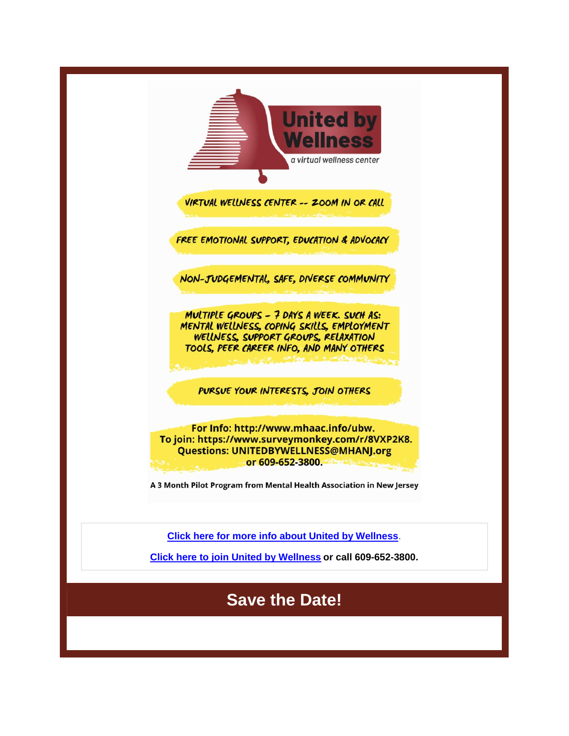United by Wellness

*a virtual wellness center*

VIRTUAL WELLNESS CENTER -- ZOOM IN OR CALL

FREE EMOTIONAL SUPPORT, EDUCATION & ADVOCACY

NON-JUDGEMENTAL, SAFE, DIVERSE COMMUNITY

MULTIPLE GROUPS - 7 DAYS A WEEK. SUCH AS: MENTAL WELLNESS, COPING SKILLS, EMPLOYMENT WELLNESS, SUPPORT GROUPS, RELAXATION TOOLS, PEER CAREER INFO, AND MANY OTHERS

PURSUE YOUR INTERESTS, JOIN OTHERS

**For Info: http://www.mhaac.info/ubw.**
**To join: https://www.surveymonkey.com/r/8VXP2K8.**
**Questions: UNITEDBYWELLNESS@MHANJ.org or 609-652-3800.**

**A 3 Month Pilot Program from Mental Health Association in New Jersey**

**Click here for more info about United by Wellness**.

**Click here to join United by Wellness or call 609-652-3800.**

## Save the Date!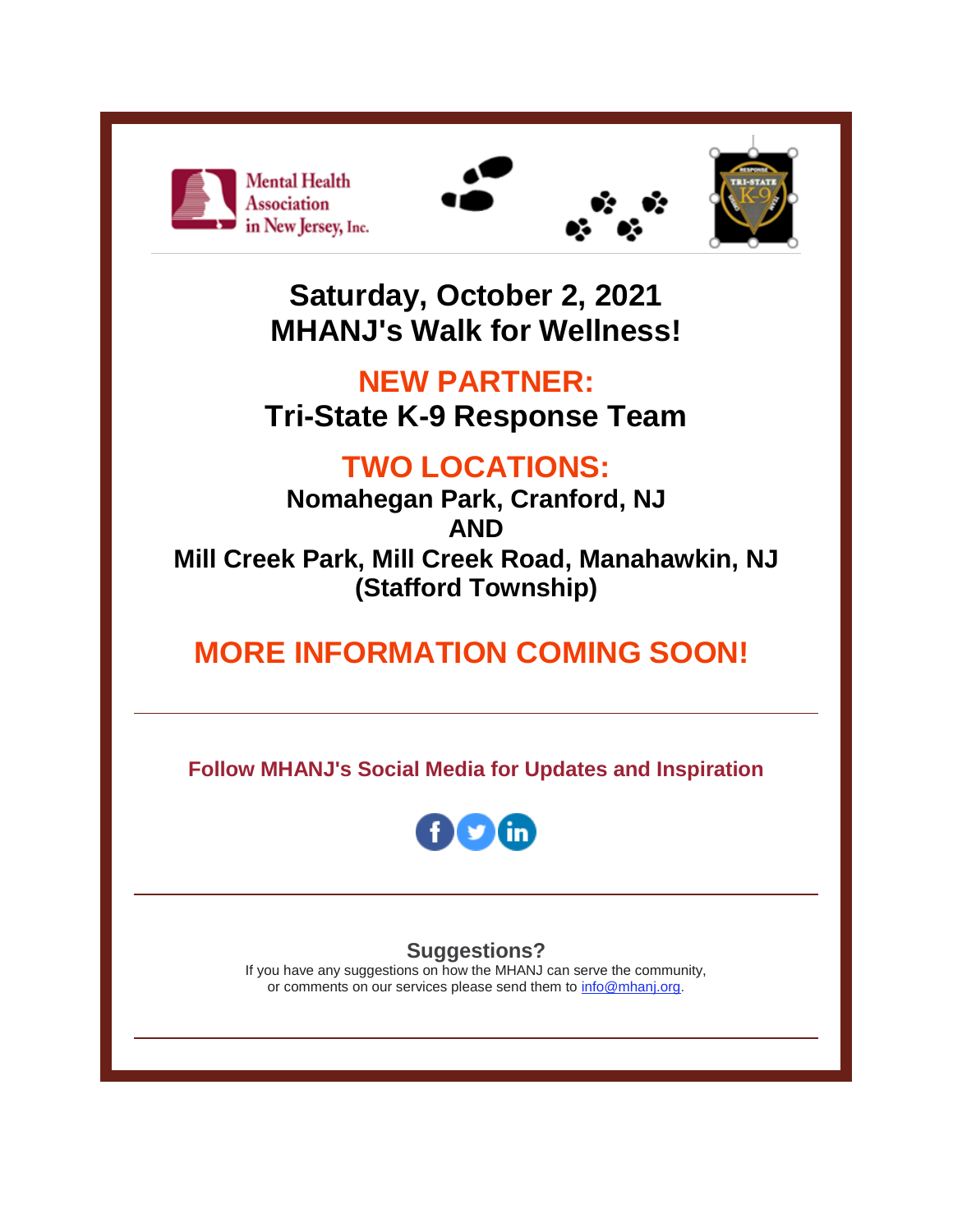## Saturday, October 2, 2021
## MHANJ's Walk for Wellness!

## NEW PARTNER:
## Tri-State K-9 Response Team

## TWO LOCATIONS:

**Nomahegan Park, Cranford, NJ**
**AND**
**Mill Creek Park, Mill Creek Road, Manahawkin, NJ (Stafford Township)**

## MORE INFORMATION COMING SOON!

---

**Follow MHANJ's Social Media for Updates and Inspiration**

---

**Suggestions?**

If you have any suggestions on how the MHANJ can serve the community, or comments on our services please send them to info@mhanj.org.

---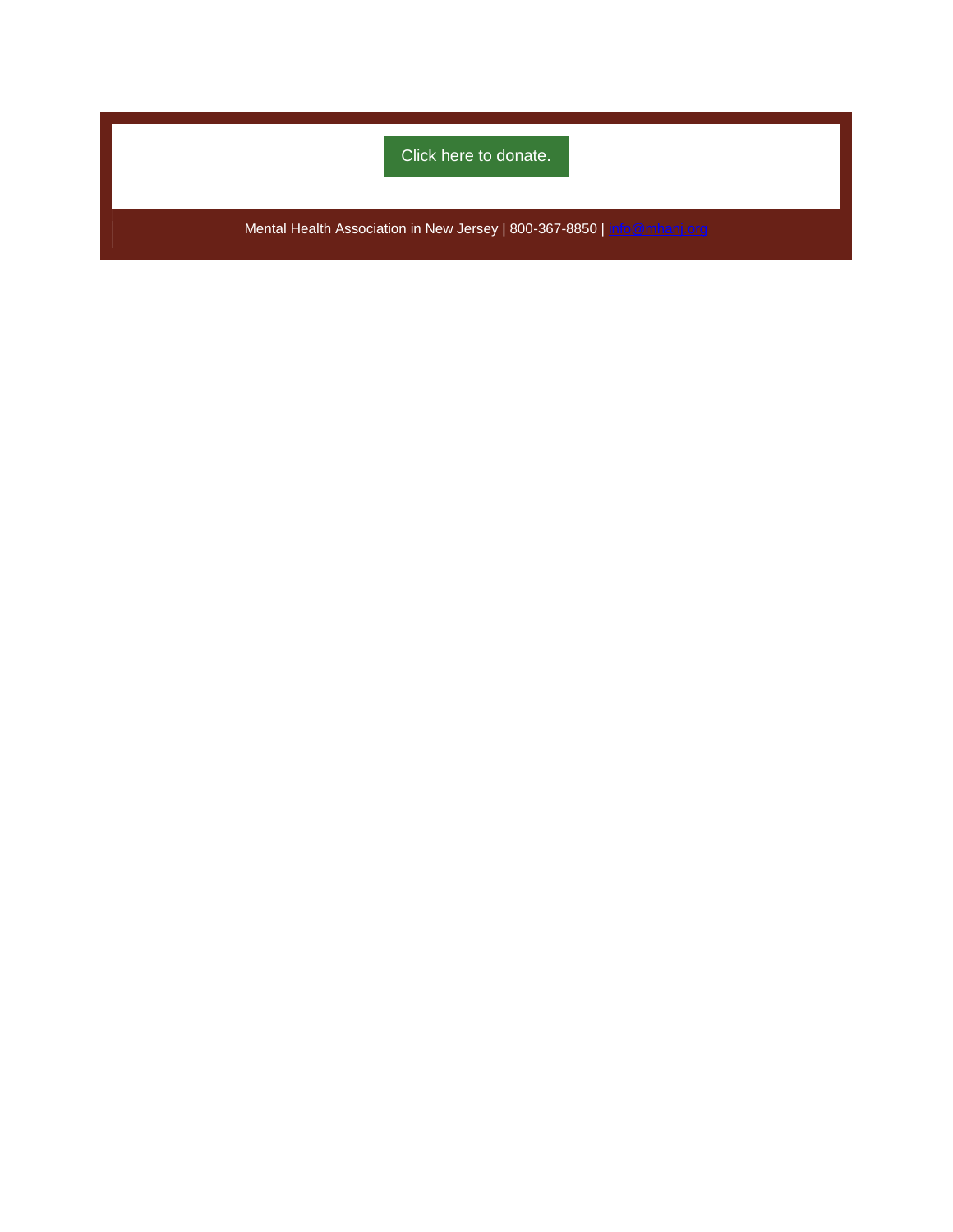Click here to donate.

Mental Health Association in New Jersey | 800-367-8850 | info@mhanj.org